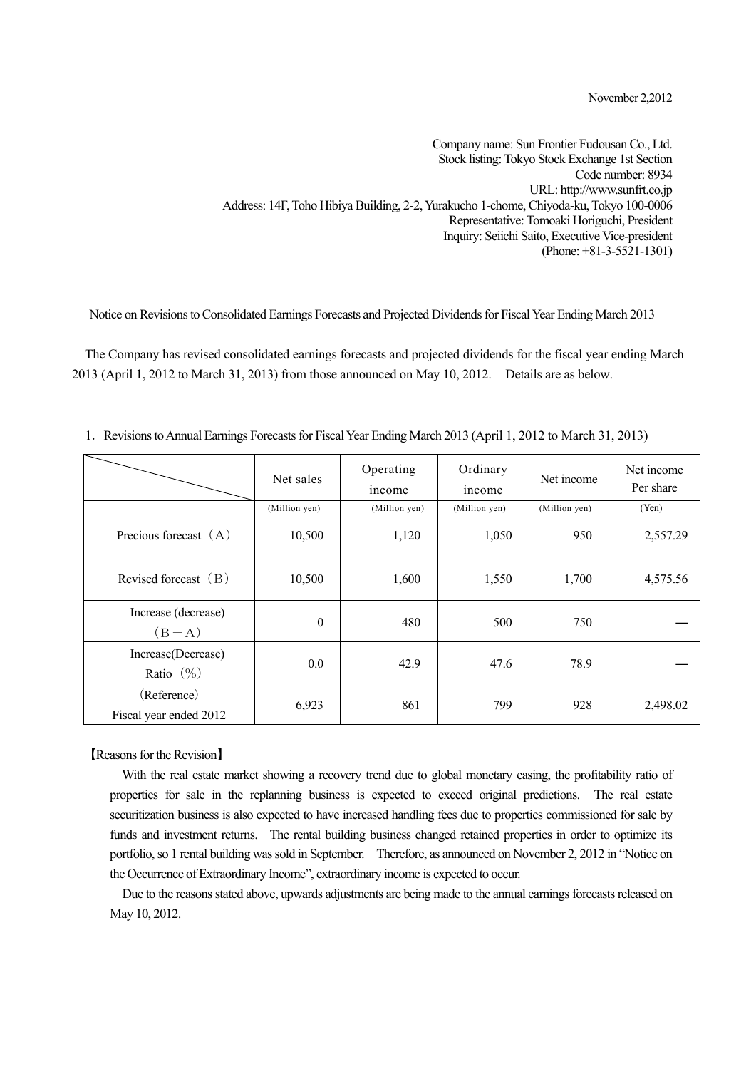November 2,2012

Company name: Sun Frontier Fudousan Co., Ltd.
Stock listing: Tokyo Stock Exchange 1st Section
Code number: 8934
URL: http://www.sunfrt.co.jp
Address: 14F, Toho Hibiya Building, 2-2, Yurakucho 1-chome, Chiyoda-ku, Tokyo 100-0006
Representative: Tomoaki Horiguchi, President
Inquiry: Seiichi Saito, Executive Vice-president
(Phone: +81-3-5521-1301)

## Notice on Revisions to Consolidated Earnings Forecasts and Projected Dividends for Fiscal Year Ending March 2013

The Company has revised consolidated earnings forecasts and projected dividends for the fiscal year ending March 2013 (April 1, 2012 to March 31, 2013) from those announced on May 10, 2012. Details are as below.

1. Revisions to Annual Earnings Forecasts for Fiscal Year Ending March 2013 (April 1, 2012 to March 31, 2013)

| | Net sales | Operating income | Ordinary income | Net income | Net income Per share |
|---|---|---|---|---|---|
| | (Million yen) | (Million yen) | (Million yen) | (Million yen) | (Yen) |
| Precious forecast（A） | 10,500 | 1,120 | 1,050 | 950 | 2,557.29 |
| Revised forecast（B） | 10,500 | 1,600 | 1,550 | 1,700 | 4,575.56 |
| Increase (decrease)（B－A） | 0 | 480 | 500 | 750 | — |
| Increase(Decrease) Ratio（%） | 0.0 | 42.9 | 47.6 | 78.9 | — |
| (Reference) Fiscal year ended 2012 | 6,923 | 861 | 799 | 928 | 2,498.02 |

【Reasons for the Revision】

With the real estate market showing a recovery trend due to global monetary easing, the profitability ratio of properties for sale in the replanning business is expected to exceed original predictions. The real estate securitization business is also expected to have increased handling fees due to properties commissioned for sale by funds and investment returns. The rental building business changed retained properties in order to optimize its portfolio, so 1 rental building was sold in September. Therefore, as announced on November 2, 2012 in "Notice on the Occurrence of Extraordinary Income", extraordinary income is expected to occur.

Due to the reasons stated above, upwards adjustments are being made to the annual earnings forecasts released on May 10, 2012.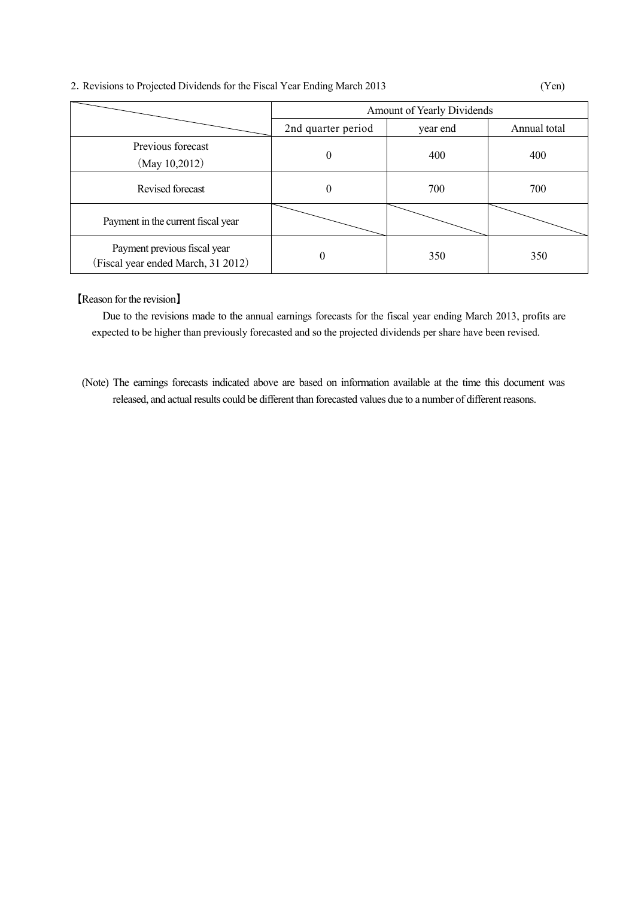2. Revisions to Projected Dividends for the Fiscal Year Ending March 2013 (Yen)

| | Amount of Yearly Dividends | | |
|---|---|---|---|
| | 2nd quarter period | year end | Annual total |
| Previous forecast (May 10,2012) | 0 | 400 | 400 |
| Revised forecast | 0 | 700 | 700 |
| Payment in the current fiscal year | | | |
| Payment previous fiscal year (Fiscal year ended March, 31 2012) | 0 | 350 | 350 |

【Reason for the revision】

Due to the revisions made to the annual earnings forecasts for the fiscal year ending March 2013, profits are expected to be higher than previously forecasted and so the projected dividends per share have been revised.

(Note) The earnings forecasts indicated above are based on information available at the time this document was released, and actual results could be different than forecasted values due to a number of different reasons.